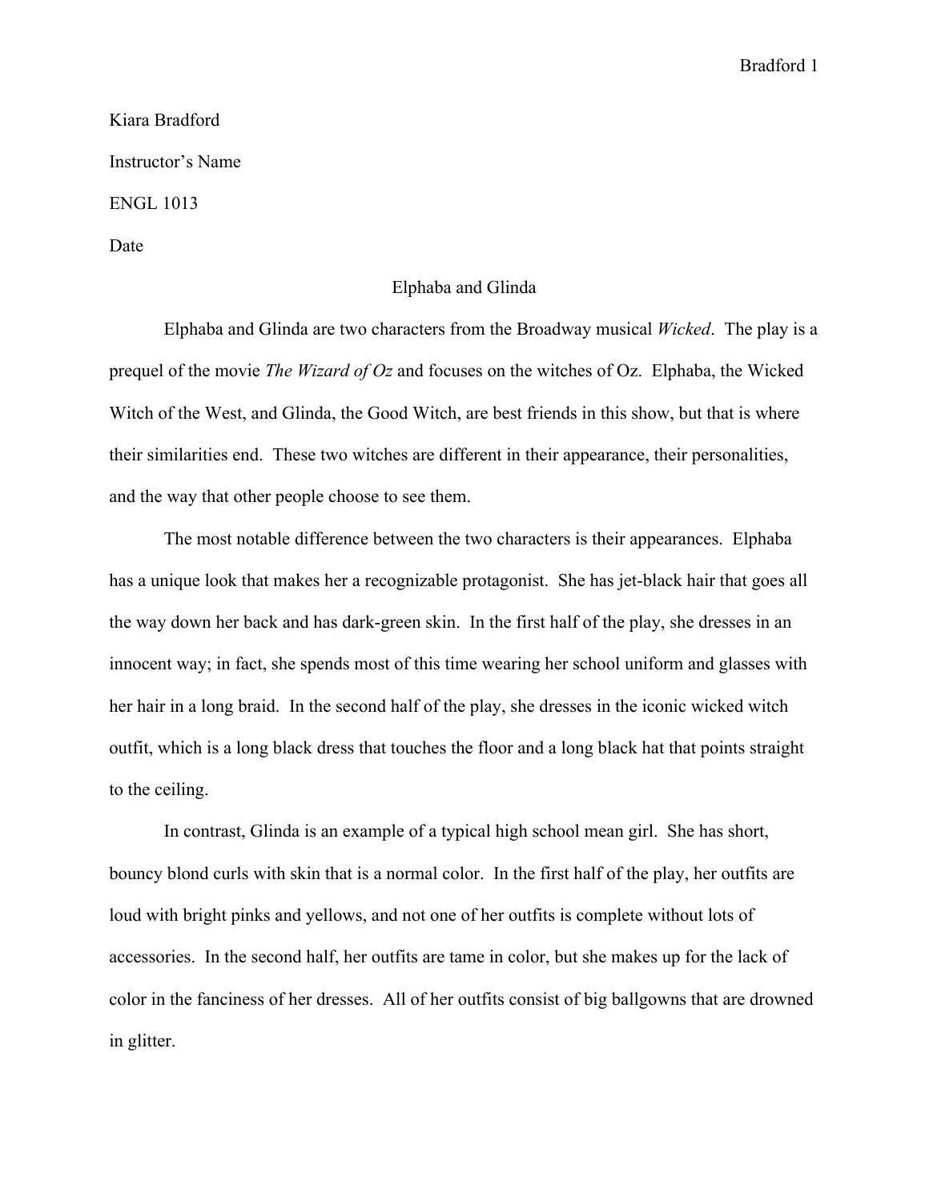Kiara Bradford

Instructor's Name

ENGL 1013

Date

# Elphaba and Glinda

Elphaba and Glinda are two characters from the Broadway musical *Wicked*. The play is a prequel of the movie *The Wizard of Oz* and focuses on the witches of Oz. Elphaba, the Wicked Witch of the West, and Glinda, the Good Witch, are best friends in this show, but that is where their similarities end. These two witches are different in their appearance, their personalities, and the way that other people choose to see them.

The most notable difference between the two characters is their appearances. Elphaba has a unique look that makes her a recognizable protagonist. She has jet-black hair that goes all the way down her back and has dark-green skin. In the first half of the play, she dresses in an innocent way; in fact, she spends most of this time wearing her school uniform and glasses with her hair in a long braid. In the second half of the play, she dresses in the iconic wicked witch outfit, which is a long black dress that touches the floor and a long black hat that points straight to the ceiling.

In contrast, Glinda is an example of a typical high school mean girl. She has short, bouncy blond curls with skin that is a normal color. In the first half of the play, her outfits are loud with bright pinks and yellows, and not one of her outfits is complete without lots of accessories. In the second half, her outfits are tame in color, but she makes up for the lack of color in the fanciness of her dresses. All of her outfits consist of big ballgowns that are drowned in glitter.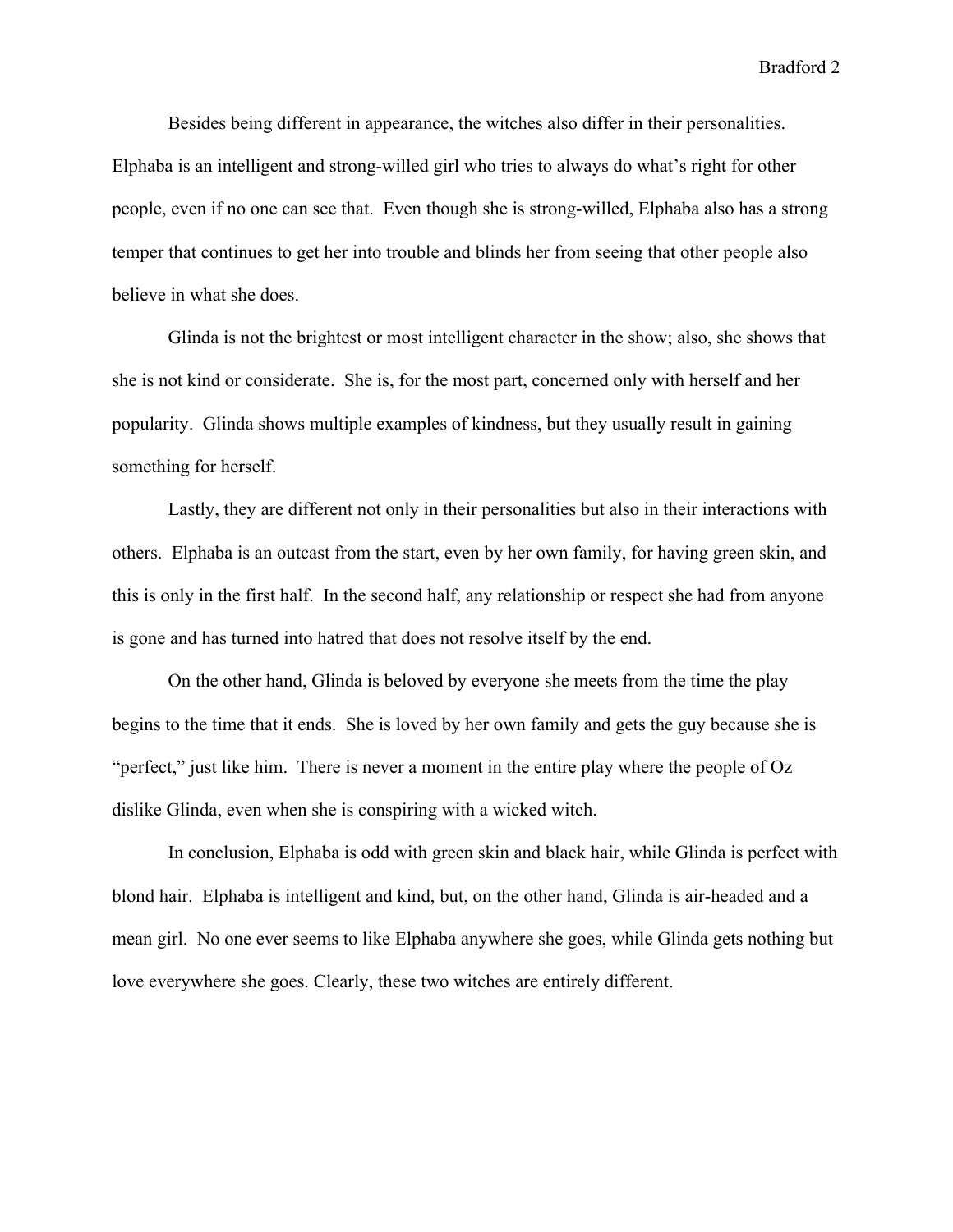Besides being different in appearance, the witches also differ in their personalities. Elphaba is an intelligent and strong-willed girl who tries to always do what's right for other people, even if no one can see that. Even though she is strong-willed, Elphaba also has a strong temper that continues to get her into trouble and blinds her from seeing that other people also believe in what she does.

Glinda is not the brightest or most intelligent character in the show; also, she shows that she is not kind or considerate. She is, for the most part, concerned only with herself and her popularity. Glinda shows multiple examples of kindness, but they usually result in gaining something for herself.

Lastly, they are different not only in their personalities but also in their interactions with others. Elphaba is an outcast from the start, even by her own family, for having green skin, and this is only in the first half. In the second half, any relationship or respect she had from anyone is gone and has turned into hatred that does not resolve itself by the end.

On the other hand, Glinda is beloved by everyone she meets from the time the play begins to the time that it ends. She is loved by her own family and gets the guy because she is "perfect," just like him. There is never a moment in the entire play where the people of Oz dislike Glinda, even when she is conspiring with a wicked witch.

In conclusion, Elphaba is odd with green skin and black hair, while Glinda is perfect with blond hair. Elphaba is intelligent and kind, but, on the other hand, Glinda is air-headed and a mean girl. No one ever seems to like Elphaba anywhere she goes, while Glinda gets nothing but love everywhere she goes. Clearly, these two witches are entirely different.